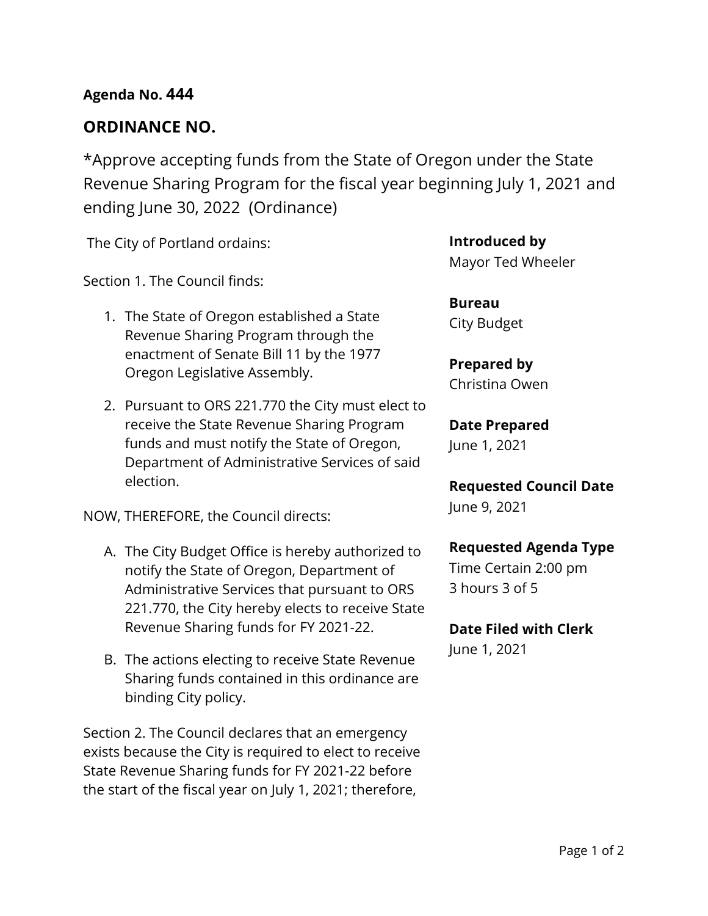**Agenda No. 444**

## ORDINANCE NO.

*Approve accepting funds from the State of Oregon under the State Revenue Sharing Program for the fiscal year beginning July 1, 2021 and ending June 30, 2022 (Ordinance)

**Introduced by**
Mayor Ted Wheeler

**Bureau**
City Budget

**Prepared by**
Christina Owen

**Date Prepared**
June 1, 2021

**Requested Council Date**
June 9, 2021

**Requested Agenda Type**
Time Certain 2:00 pm
3 hours 3 of 5

**Date Filed with Clerk**
June 1, 2021

The City of Portland ordains:

Section 1. The Council finds:

1. The State of Oregon established a State Revenue Sharing Program through the enactment of Senate Bill 11 by the 1977 Oregon Legislative Assembly.
2. Pursuant to ORS 221.770 the City must elect to receive the State Revenue Sharing Program funds and must notify the State of Oregon, Department of Administrative Services of said election.

NOW, THEREFORE, the Council directs:

A. The City Budget Office is hereby authorized to notify the State of Oregon, Department of Administrative Services that pursuant to ORS 221.770, the City hereby elects to receive State Revenue Sharing funds for FY 2021-22.

B. The actions electing to receive State Revenue Sharing funds contained in this ordinance are binding City policy.

Section 2. The Council declares that an emergency exists because the City is required to elect to receive State Revenue Sharing funds for FY 2021-22 before the start of the fiscal year on July 1, 2021; therefore,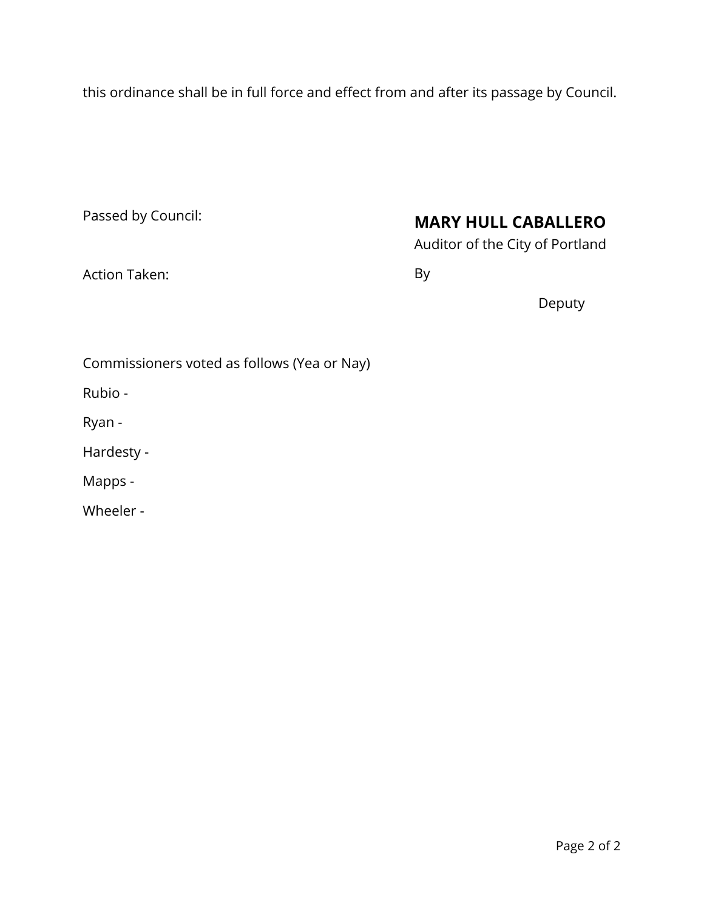this ordinance shall be in full force and effect from and after its passage by Council.

Passed by Council:

Action Taken:

**MARY HULL CABALLERO**

Auditor of the City of Portland

By

Deputy

Commissioners voted as follows (Yea or Nay)

Rubio -

Ryan -

Hardesty -

Mapps -

Wheeler -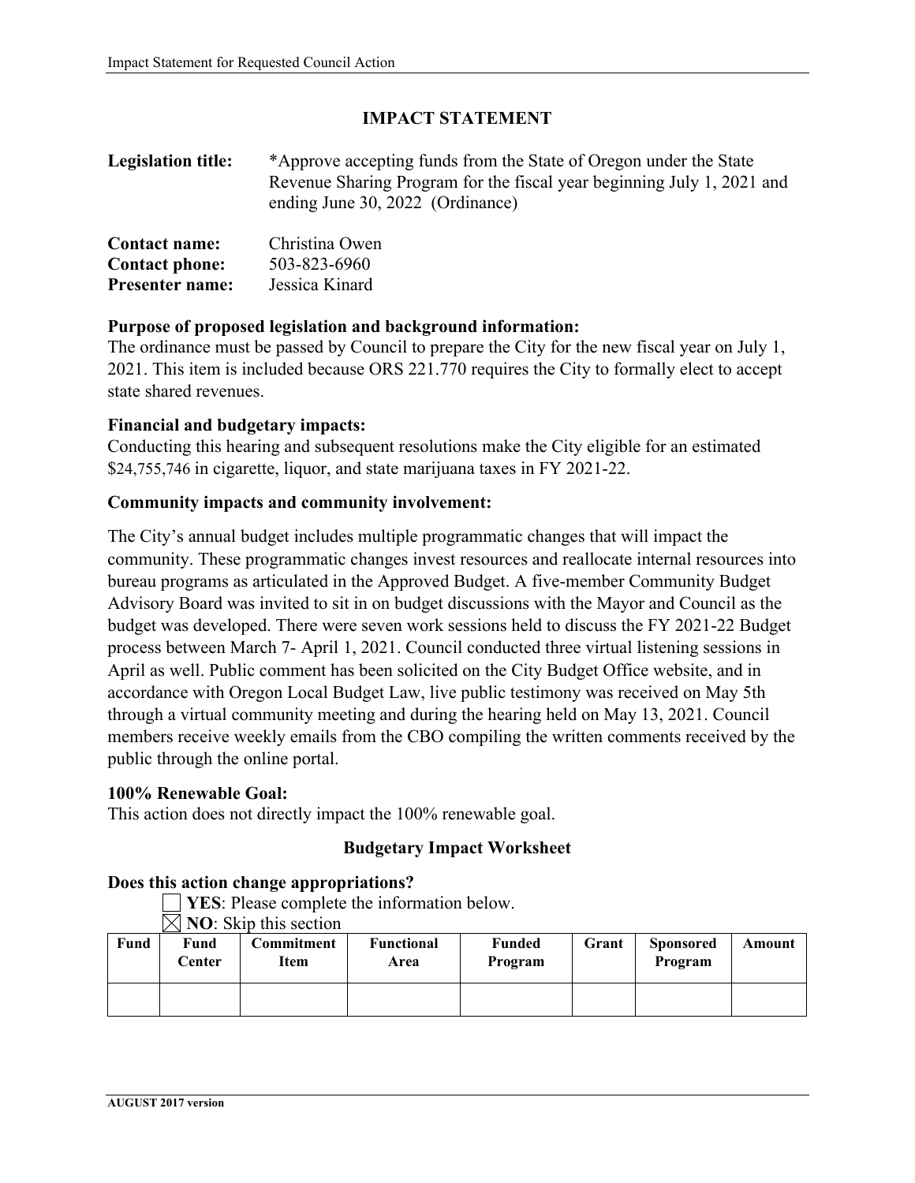# IMPACT STATEMENT

**Legision title:** *Approve accepting funds from the State of Oregon under the State Revenue Sharing Program for the fiscal year beginning July 1, 2021 and ending June 30, 2022 (Ordinance)

**Contact name:** Christina Owen
**Contact phone:** 503-823-6960
**Presenter name:** Jessica Kinard

### Purpose of proposed legislation and background information:

The ordinance must be passed by Council to prepare the City for the new fiscal year on July 1, 2021. This item is included because ORS 221.770 requires the City to formally elect to accept state shared revenues.

### Financial and budgetary impacts:

Conducting this hearing and subsequent resolutions make the City eligible for an estimated $24,755,746 in cigarette, liquor, and state marijuana taxes in FY 2021-22.

### Community impacts and community involvement:

The City's annual budget includes multiple programmatic changes that will impact the community. These programmatic changes invest resources and reallocate internal resources into bureau programs as articulated in the Approved Budget. A five-member Community Budget Advisory Board was invited to sit in on budget discussions with the Mayor and Council as the budget was developed. There were seven work sessions held to discuss the FY 2021-22 Budget process between March 7- April 1, 2021. Council conducted three virtual listening sessions in April as well. Public comment has been solicited on the City Budget Office website, and in accordance with Oregon Local Budget Law, live public testimony was received on May 5th through a virtual community meeting and during the hearing held on May 13, 2021. Council members receive weekly emails from the CBO compiling the written comments received by the public through the online portal.

### 100% Renewable Goal:

This action does not directly impact the 100% renewable goal.

## Budgetary Impact Worksheet

### Does this action change appropriations?

☐ **YES**: Please complete the information below.
☒ **NO**: Skip this section

| Fund | Fund Center | Commitment Item | Functional Area | Funded Program | Grant | Sponsored Program | Amount |
|---|---|---|---|---|---|---|---|
| | | | | | | | |